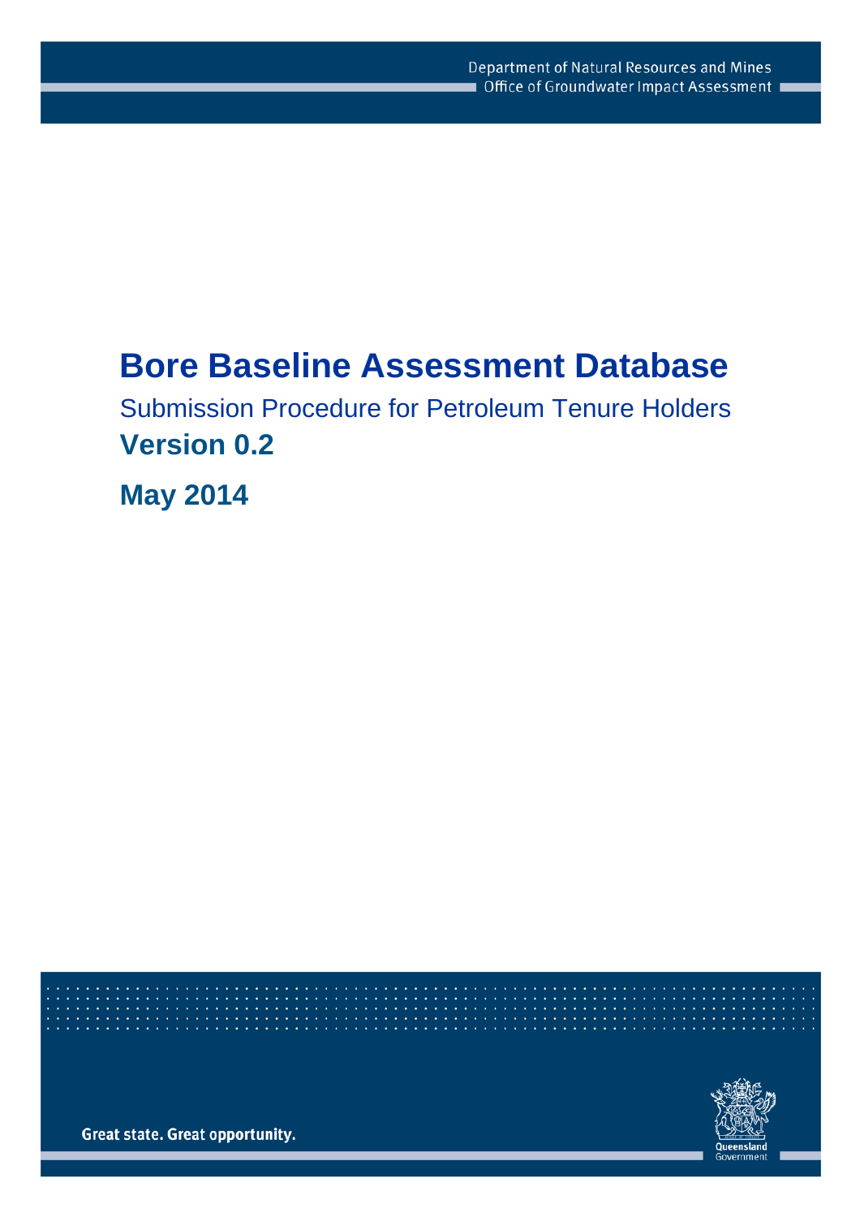Department of Natural Resources and Mines
Office of Groundwater Impact Assessment

# Bore Baseline Assessment Database

## Submission Procedure for Petroleum Tenure Holders

## Version 0.2

## May 2014

Great state. Great opportunity.

Queensland Government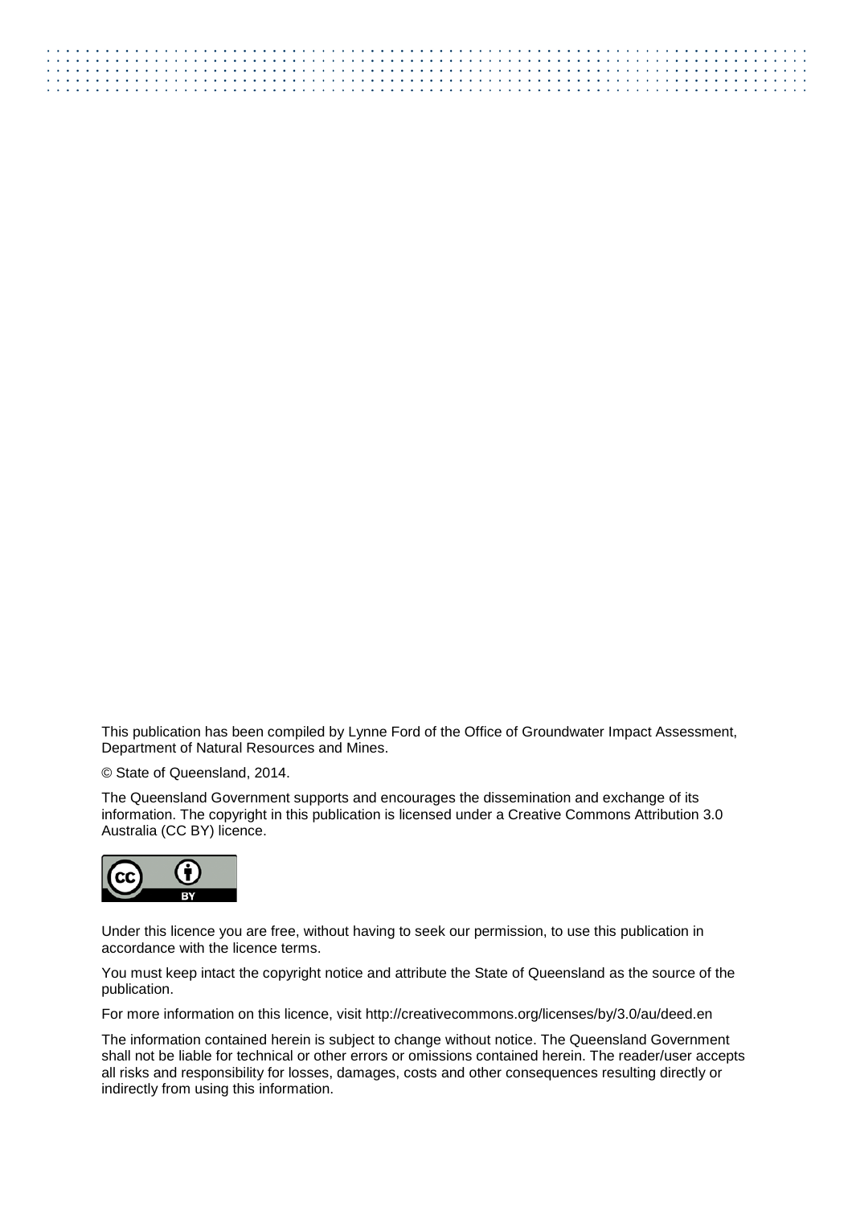This publication has been compiled by Lynne Ford of the Office of Groundwater Impact Assessment, Department of Natural Resources and Mines.

© State of Queensland, 2014.

The Queensland Government supports and encourages the dissemination and exchange of its information. The copyright in this publication is licensed under a Creative Commons Attribution 3.0 Australia (CC BY) licence.

Under this licence you are free, without having to seek our permission, to use this publication in accordance with the licence terms.

You must keep intact the copyright notice and attribute the State of Queensland as the source of the publication.

For more information on this licence, visit http://creativecommons.org/licenses/by/3.0/au/deed.en

The information contained herein is subject to change without notice. The Queensland Government shall not be liable for technical or other errors or omissions contained herein. The reader/user accepts all risks and responsibility for losses, damages, costs and other consequences resulting directly or indirectly from using this information.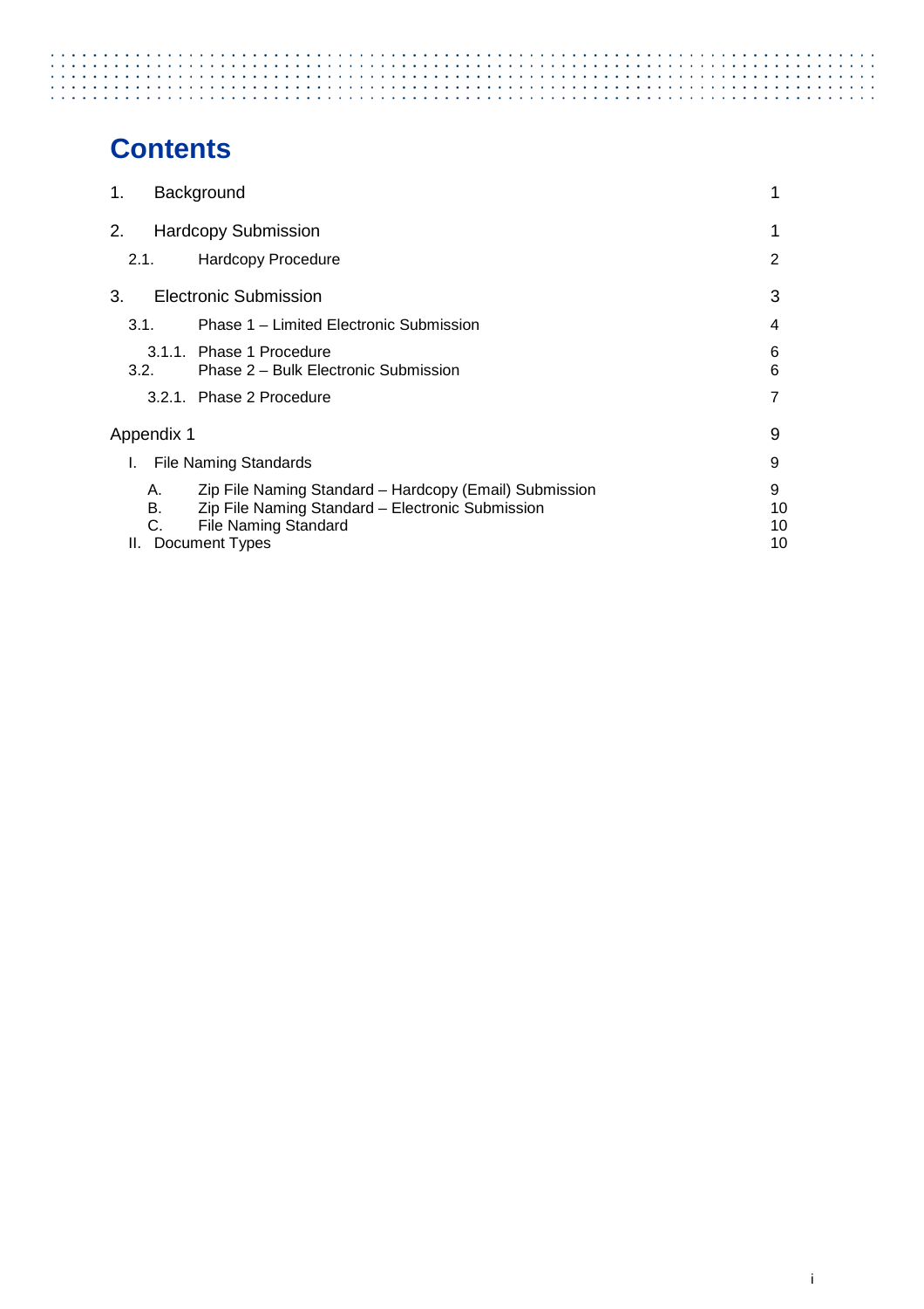# Contents

| | | |
|---|---|---|
| 1. | Background | 1 |
| 2. | Hardcopy Submission | 1 |
| 2.1. | Hardcopy Procedure | 2 |
| 3. | Electronic Submission | 3 |
| 3.1. | Phase 1 – Limited Electronic Submission | 4 |
| 3.1.1. | Phase 1 Procedure | 6 |
| 3.2. | Phase 2 – Bulk Electronic Submission | 6 |
| 3.2.1. | Phase 2 Procedure | 7 |
| Appendix 1 | | 9 |
| I. | File Naming Standards | 9 |
| A. | Zip File Naming Standard – Hardcopy (Email) Submission | 9 |
| B. | Zip File Naming Standard – Electronic Submission | 10 |
| C. | File Naming Standard | 10 |
| II. | Document Types | 10 |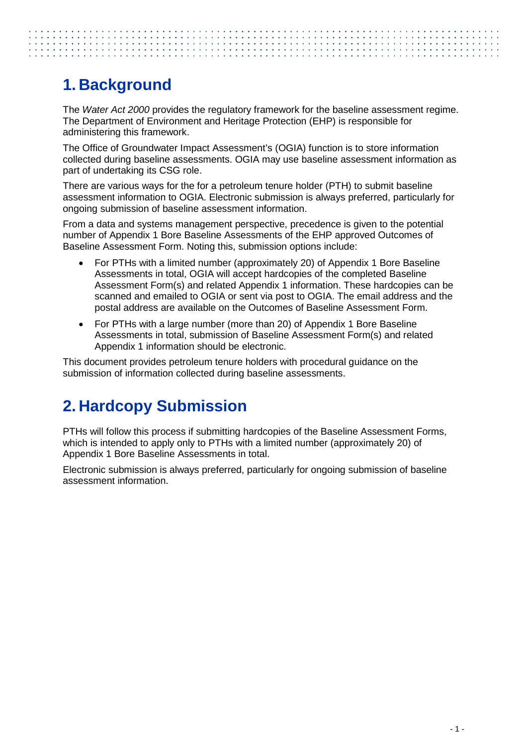# 1. Background

The *Water Act 2000* provides the regulatory framework for the baseline assessment regime. The Department of Environment and Heritage Protection (EHP) is responsible for administering this framework.

The Office of Groundwater Impact Assessment's (OGIA) function is to store information collected during baseline assessments. OGIA may use baseline assessment information as part of undertaking its CSG role.

There are various ways for the for a petroleum tenure holder (PTH) to submit baseline assessment information to OGIA. Electronic submission is always preferred, particularly for ongoing submission of baseline assessment information.

From a data and systems management perspective, precedence is given to the potential number of Appendix 1 Bore Baseline Assessments of the EHP approved Outcomes of Baseline Assessment Form. Noting this, submission options include:

- For PTHs with a limited number (approximately 20) of Appendix 1 Bore Baseline Assessments in total, OGIA will accept hardcopies of the completed Baseline Assessment Form(s) and related Appendix 1 information. These hardcopies can be scanned and emailed to OGIA or sent via post to OGIA. The email address and the postal address are available on the Outcomes of Baseline Assessment Form.
- For PTHs with a large number (more than 20) of Appendix 1 Bore Baseline Assessments in total, submission of Baseline Assessment Form(s) and related Appendix 1 information should be electronic.

This document provides petroleum tenure holders with procedural guidance on the submission of information collected during baseline assessments.

# 2. Hardcopy Submission

PTHs will follow this process if submitting hardcopies of the Baseline Assessment Forms, which is intended to apply only to PTHs with a limited number (approximately 20) of Appendix 1 Bore Baseline Assessments in total.

Electronic submission is always preferred, particularly for ongoing submission of baseline assessment information.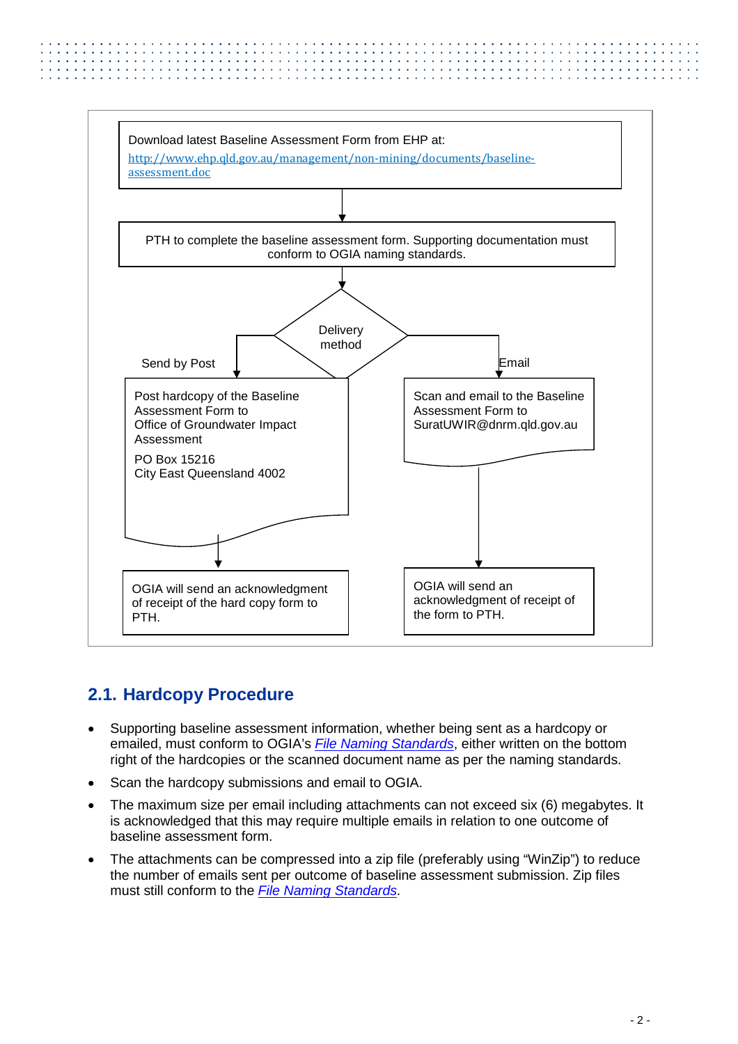Download latest Baseline Assessment Form from EHP at: http://www.ehp.qld.gov.au/management/non-mining/documents/baseline-assessment.doc

PTH to complete the baseline assessment form. Supporting documentation must conform to OGIA naming standards.

Delivery method

Send by Post

Post hardcopy of the Baseline Assessment Form to
Office of Groundwater Impact Assessment

PO Box 15216
City East Queensland 4002

OGIA will send an acknowledgment of receipt of the hard copy form to PTH.

Email

Scan and email to the Baseline Assessment Form to SuratUWIR@dnrm.qld.gov.au

OGIA will send an acknowledgment of receipt of the form to PTH.

## 2.1. Hardcopy Procedure

- Supporting baseline assessment information, whether being sent as a hardcopy or emailed, must conform to OGIA's *File Naming Standards*, either written on the bottom right of the hardcopies or the scanned document name as per the naming standards.
- Scan the hardcopy submissions and email to OGIA.
- The maximum size per email including attachments can not exceed six (6) megabytes. It is acknowledged that this may require multiple emails in relation to one outcome of baseline assessment form.
- The attachments can be compressed into a zip file (preferably using "WinZip") to reduce the number of emails sent per outcome of baseline assessment submission. Zip files must still conform to the *File Naming Standards*.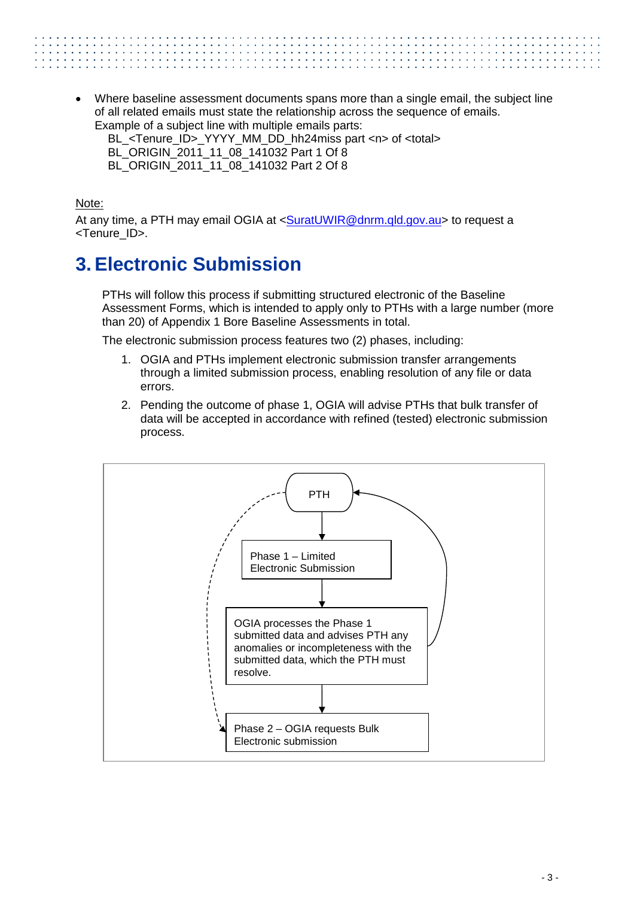- Where baseline assessment documents spans more than a single email, the subject line of all related emails must state the relationship across the sequence of emails. Example of a subject line with multiple emails parts:
  BL_<Tenure_ID>_YYYY_MM_DD_hh24miss part <n> of <total>
  BL_ORIGIN_2011_11_08_141032 Part 1 Of 8
  BL_ORIGIN_2011_11_08_141032 Part 2 Of 8

Note:

At any time, a PTH may email OGIA at <SuratUWIR@dnrm.qld.gov.au> to request a <Tenure_ID>.

# 3. Electronic Submission

PTHs will follow this process if submitting structured electronic of the Baseline Assessment Forms, which is intended to apply only to PTHs with a large number (more than 20) of Appendix 1 Bore Baseline Assessments in total.

The electronic submission process features two (2) phases, including:

1. OGIA and PTHs implement electronic submission transfer arrangements through a limited submission process, enabling resolution of any file or data errors.
2. Pending the outcome of phase 1, OGIA will advise PTHs that bulk transfer of data will be accepted in accordance with refined (tested) electronic submission process.

PTH

Phase 1 – Limited Electronic Submission

OGIA processes the Phase 1 submitted data and advises PTH any anomalies or incompleteness with the submitted data, which the PTH must resolve.

Phase 2 – OGIA requests Bulk Electronic submission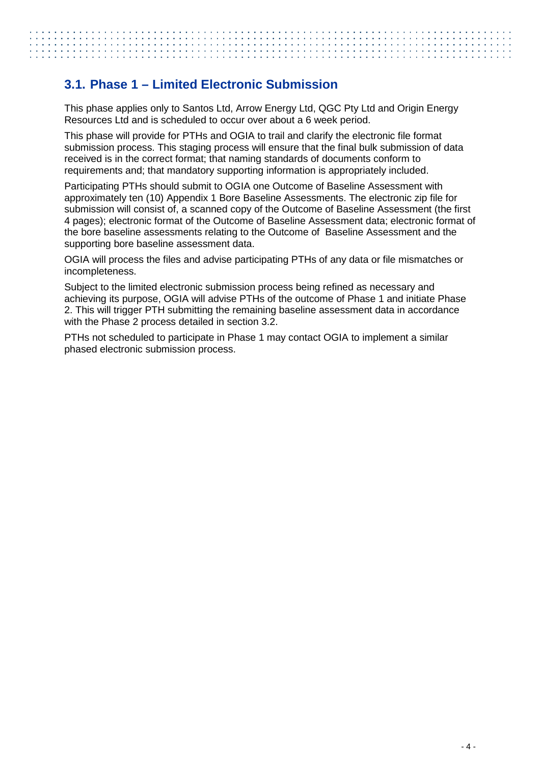## 3.1. Phase 1 – Limited Electronic Submission

This phase applies only to Santos Ltd, Arrow Energy Ltd, QGC Pty Ltd and Origin Energy Resources Ltd and is scheduled to occur over about a 6 week period.

This phase will provide for PTHs and OGIA to trail and clarify the electronic file format submission process. This staging process will ensure that the final bulk submission of data received is in the correct format; that naming standards of documents conform to requirements and; that mandatory supporting information is appropriately included.

Participating PTHs should submit to OGIA one Outcome of Baseline Assessment with approximately ten (10) Appendix 1 Bore Baseline Assessments. The electronic zip file for submission will consist of, a scanned copy of the Outcome of Baseline Assessment (the first 4 pages); electronic format of the Outcome of Baseline Assessment data; electronic format of the bore baseline assessments relating to the Outcome of Baseline Assessment and the supporting bore baseline assessment data.

OGIA will process the files and advise participating PTHs of any data or file mismatches or incompleteness.

Subject to the limited electronic submission process being refined as necessary and achieving its purpose, OGIA will advise PTHs of the outcome of Phase 1 and initiate Phase 2. This will trigger PTH submitting the remaining baseline assessment data in accordance with the Phase 2 process detailed in section 3.2.

PTHs not scheduled to participate in Phase 1 may contact OGIA to implement a similar phased electronic submission process.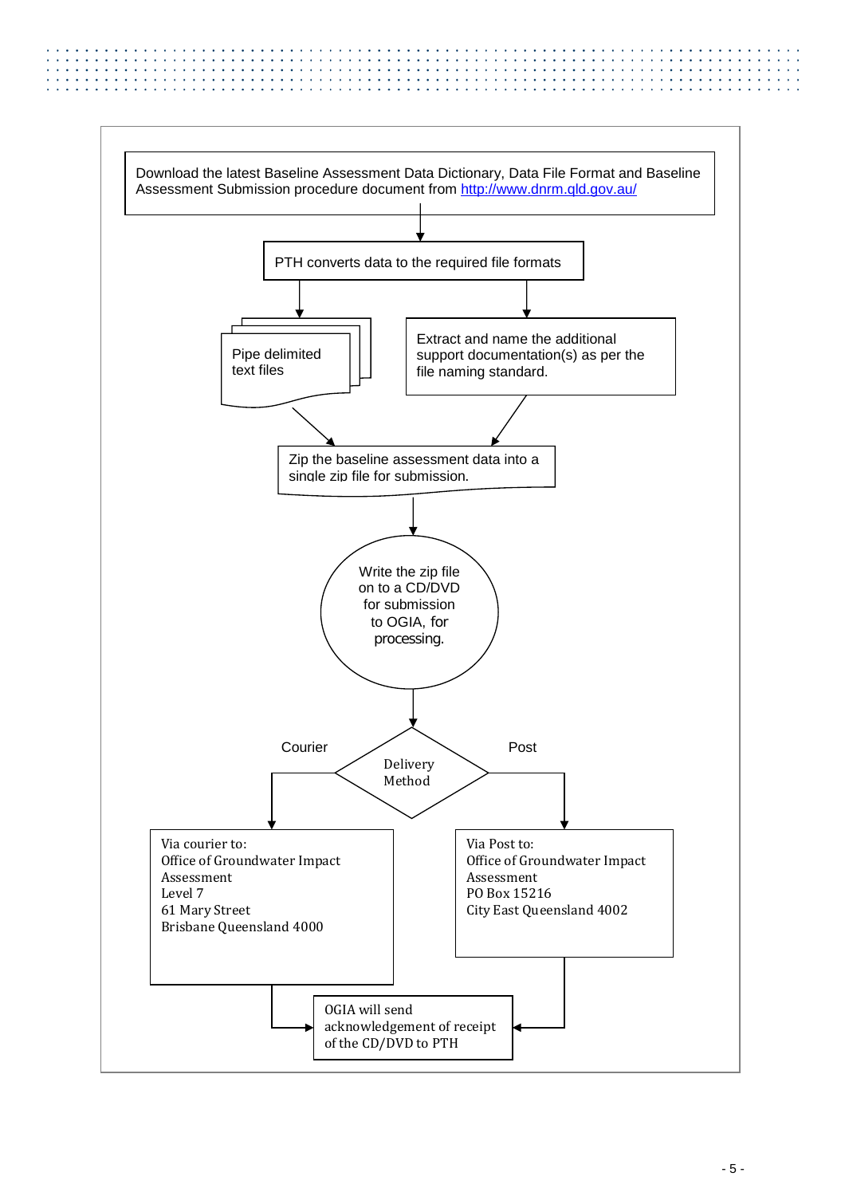Download the latest Baseline Assessment Data Dictionary, Data File Format and Baseline Assessment Submission procedure document from http://www.dnrm.qld.gov.au/

↓

PTH converts data to the required file formats

↓

- Pipe delimited text files
- Extract and name the additional support documentation(s) as per the file naming standard.

↓

Zip the baseline assessment data into a single zip file for submission.

↓

Write the zip file on to a CD/DVD for submission to OGIA, for processing.

↓

Delivery Method

**Courier**

Via courier to:
Office of Groundwater Impact Assessment
Level 7
61 Mary Street
Brisbane Queensland 4000

**Post**

Via Post to:
Office of Groundwater Impact Assessment
PO Box 15216
City East Queensland 4002

↓

OGIA will send acknowledgement of receipt of the CD/DVD to PTH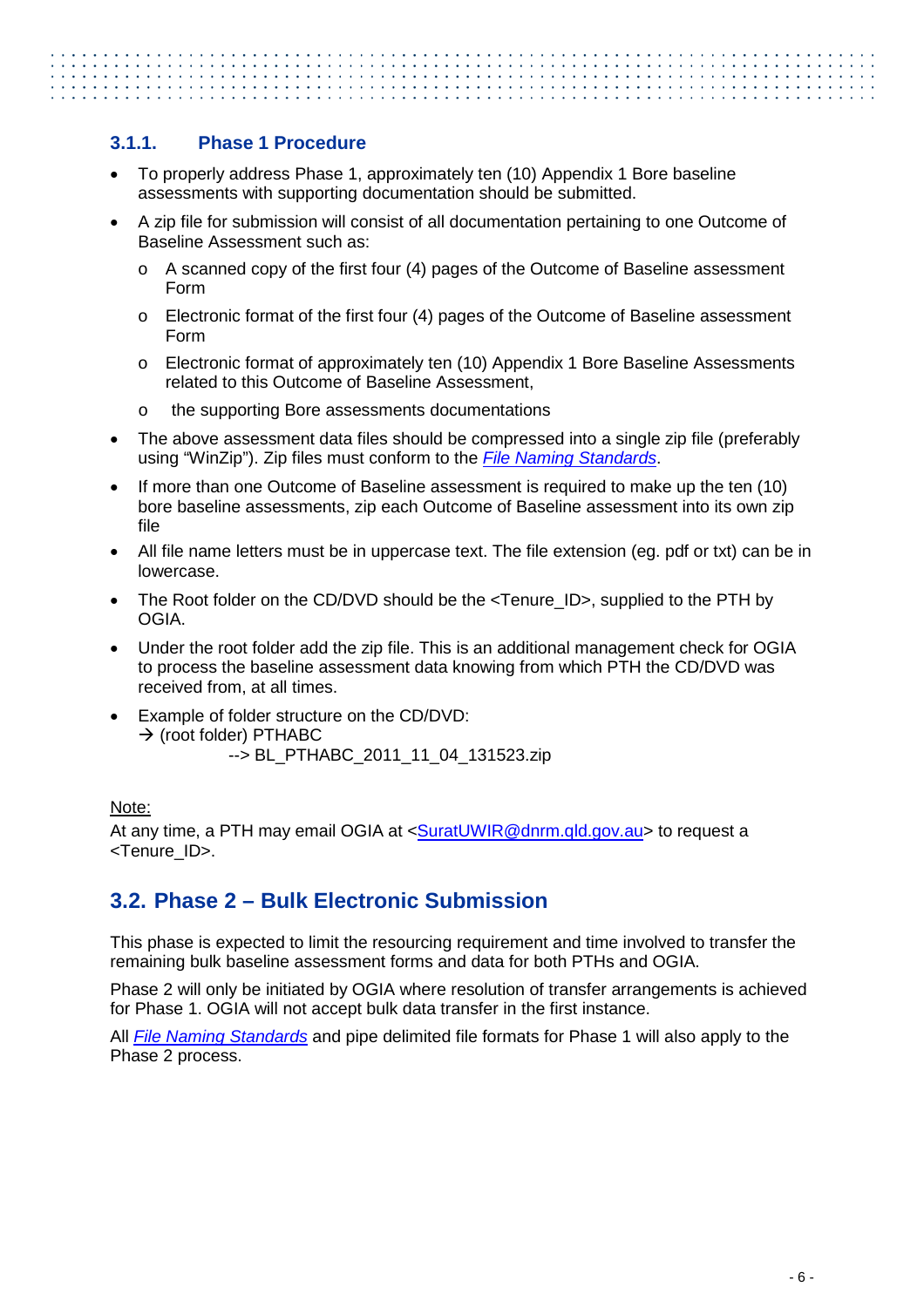### 3.1.1. Phase 1 Procedure

- To properly address Phase 1, approximately ten (10) Appendix 1 Bore baseline assessments with supporting documentation should be submitted.
- A zip file for submission will consist of all documentation pertaining to one Outcome of Baseline Assessment such as:
  - A scanned copy of the first four (4) pages of the Outcome of Baseline assessment Form
  - Electronic format of the first four (4) pages of the Outcome of Baseline assessment Form
  - Electronic format of approximately ten (10) Appendix 1 Bore Baseline Assessments related to this Outcome of Baseline Assessment,
  - the supporting Bore assessments documentations
- The above assessment data files should be compressed into a single zip file (preferably using "WinZip"). Zip files must conform to the *File Naming Standards*.
- If more than one Outcome of Baseline assessment is required to make up the ten (10) bore baseline assessments, zip each Outcome of Baseline assessment into its own zip file
- All file name letters must be in uppercase text. The file extension (eg. pdf or txt) can be in lowercase.
- The Root folder on the CD/DVD should be the <Tenure_ID>, supplied to the PTH by OGIA.
- Under the root folder add the zip file. This is an additional management check for OGIA to process the baseline assessment data knowing from which PTH the CD/DVD was received from, at all times.
- Example of folder structure on the CD/DVD:
  → (root folder) PTHABC
  --> BL_PTHABC_2011_11_04_131523.zip

Note:
At any time, a PTH may email OGIA at <SuratUWIR@dnrm.qld.gov.au> to request a <Tenure_ID>.

## 3.2. Phase 2 – Bulk Electronic Submission

This phase is expected to limit the resourcing requirement and time involved to transfer the remaining bulk baseline assessment forms and data for both PTHs and OGIA.

Phase 2 will only be initiated by OGIA where resolution of transfer arrangements is achieved for Phase 1. OGIA will not accept bulk data transfer in the first instance.

All *File Naming Standards* and pipe delimited file formats for Phase 1 will also apply to the Phase 2 process.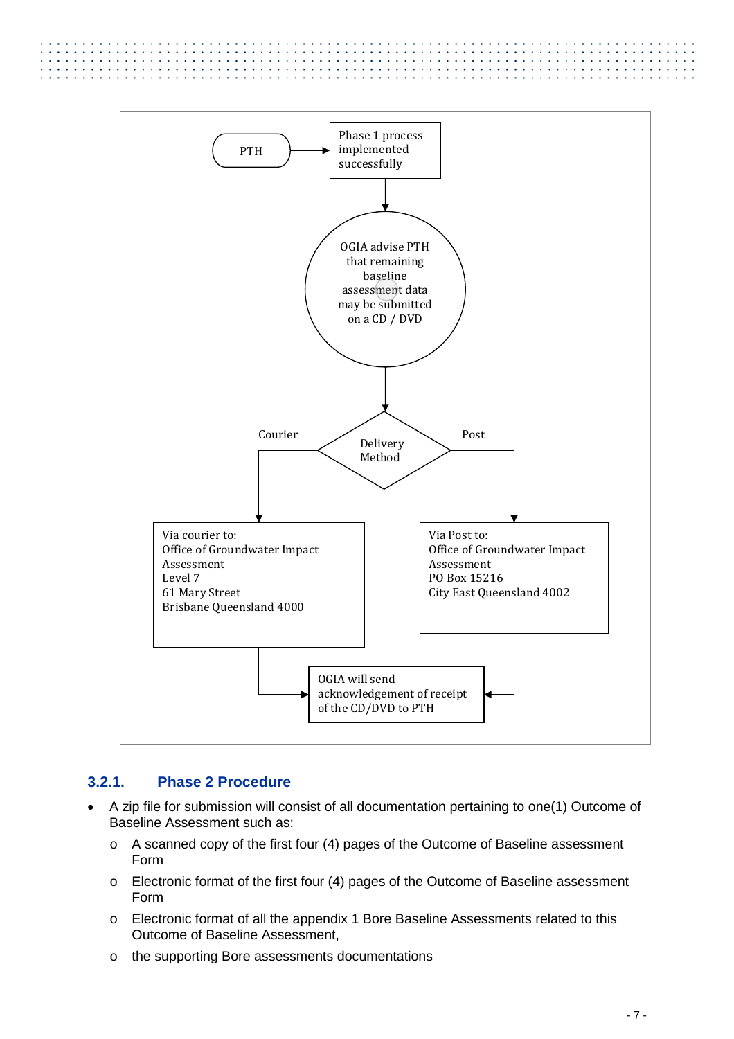PTH → Phase 1 process implemented successfully

OGIA advise PTH that remaining baseline assessment data may be submitted on a CD / DVD

Delivery Method

Courier

Post

Via courier to:
Office of Groundwater Impact Assessment
Level 7
61 Mary Street
Brisbane Queensland 4000

Via Post to:
Office of Groundwater Impact Assessment
PO Box 15216
City East Queensland 4002

OGIA will send acknowledgement of receipt of the CD/DVD to PTH

### 3.2.1. Phase 2 Procedure

- A zip file for submission will consist of all documentation pertaining to one(1) Outcome of Baseline Assessment such as:
  - A scanned copy of the first four (4) pages of the Outcome of Baseline assessment Form
  - Electronic format of the first four (4) pages of the Outcome of Baseline assessment Form
  - Electronic format of all the appendix 1 Bore Baseline Assessments related to this Outcome of Baseline Assessment,
  - the supporting Bore assessments documentations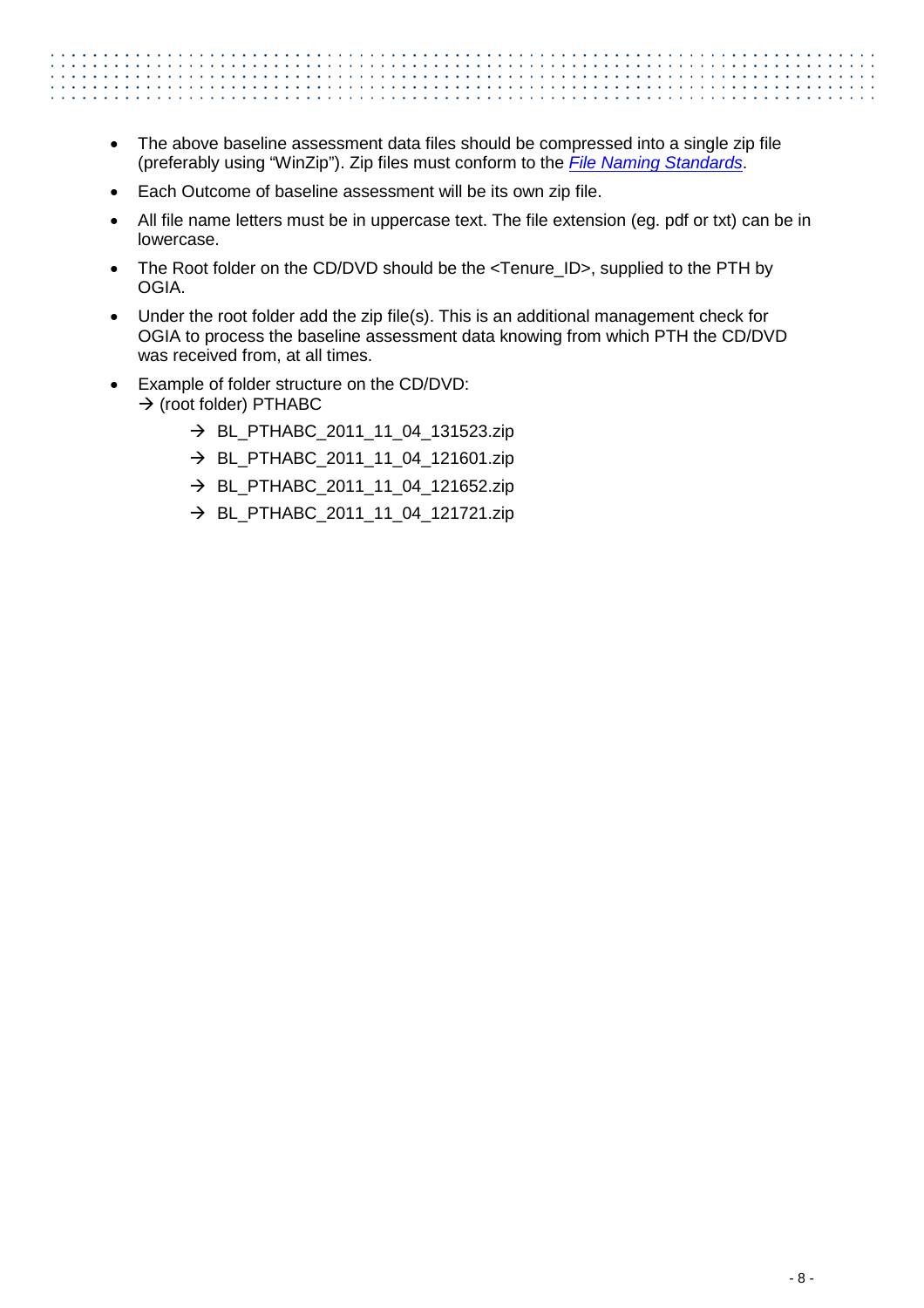- The above baseline assessment data files should be compressed into a single zip file (preferably using "WinZip"). Zip files must conform to the *File Naming Standards*.
- Each Outcome of baseline assessment will be its own zip file.
- All file name letters must be in uppercase text. The file extension (eg. pdf or txt) can be in lowercase.
- The Root folder on the CD/DVD should be the <Tenure_ID>, supplied to the PTH by OGIA.
- Under the root folder add the zip file(s). This is an additional management check for OGIA to process the baseline assessment data knowing from which PTH the CD/DVD was received from, at all times.
- Example of folder structure on the CD/DVD:
  → (root folder) PTHABC
    - → BL_PTHABC_2011_11_04_131523.zip
    - → BL_PTHABC_2011_11_04_121601.zip
    - → BL_PTHABC_2011_11_04_121652.zip
    - → BL_PTHABC_2011_11_04_121721.zip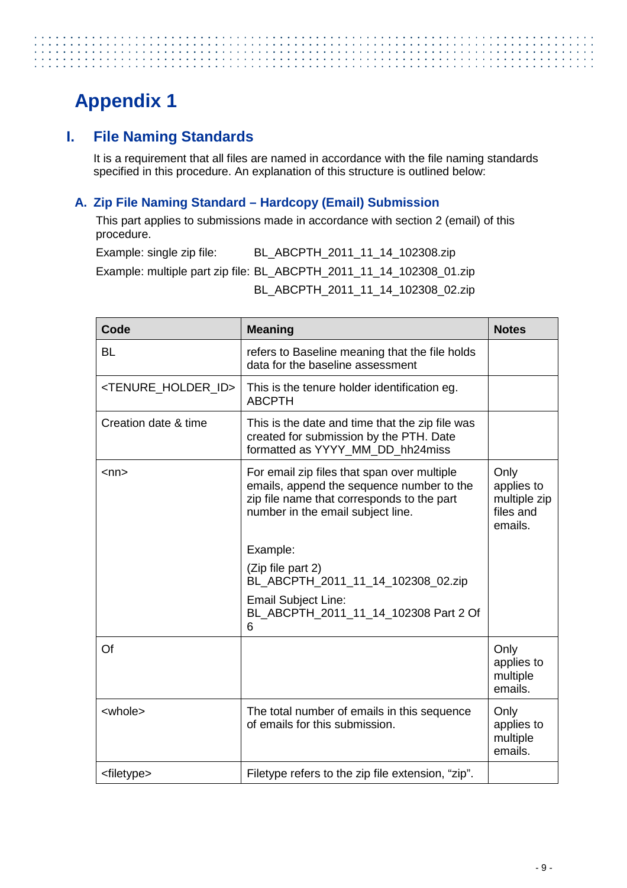# Appendix 1

## I. File Naming Standards

It is a requirement that all files are named in accordance with the file naming standards specified in this procedure. An explanation of this structure is outlined below:

### A. Zip File Naming Standard – Hardcopy (Email) Submission

This part applies to submissions made in accordance with section 2 (email) of this procedure.

Example: single zip file: BL_ABCPTH_2011_11_14_102308.zip

Example: multiple part zip file: BL_ABCPTH_2011_11_14_102308_01.zip

BL_ABCPTH_2011_11_14_102308_02.zip

| Code | Meaning | Notes |
|---|---|---|
| BL | refers to Baseline meaning that the file holds data for the baseline assessment | |
| <TENURE_HOLDER_ID> | This is the tenure holder identification eg. ABCPTH | |
| Creation date & time | This is the date and time that the zip file was created for submission by the PTH. Date formatted as YYYY_MM_DD_hh24miss | |
| <nn> | For email zip files that span over multiple emails, append the sequence number to the zip file name that corresponds to the part number in the email subject line.<br><br>Example:<br>(Zip file part 2) BL_ABCPTH_2011_11_14_102308_02.zip<br>Email Subject Line: BL_ABCPTH_2011_11_14_102308 Part 2 Of 6 | Only applies to multiple zip files and emails. |
| Of | | Only applies to multiple emails. |
| <whole> | The total number of emails in this sequence of emails for this submission. | Only applies to multiple emails. |
| <filetype> | Filetype refers to the zip file extension, "zip". | |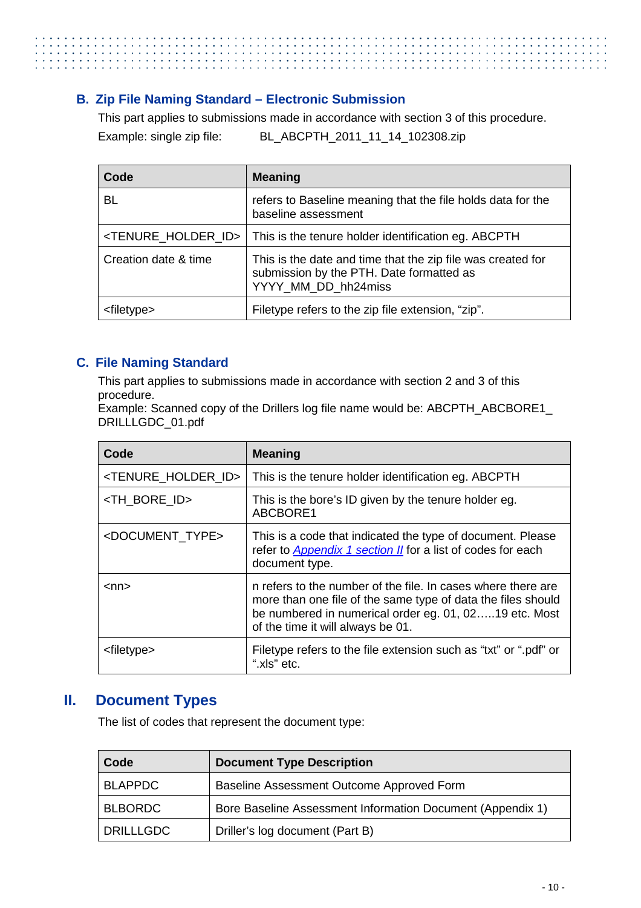### B. Zip File Naming Standard – Electronic Submission

This part applies to submissions made in accordance with section 3 of this procedure.

Example: single zip file: BL_ABCPTH_2011_11_14_102308.zip

| Code | Meaning |
|---|---|
| BL | refers to Baseline meaning that the file holds data for the baseline assessment |
| <TENURE_HOLDER_ID> | This is the tenure holder identification eg. ABCPTH |
| Creation date & time | This is the date and time that the zip file was created for submission by the PTH. Date formatted as YYYY_MM_DD_hh24miss |
| <filetype> | Filetype refers to the zip file extension, "zip". |

### C. File Naming Standard

This part applies to submissions made in accordance with section 2 and 3 of this procedure.
Example: Scanned copy of the Drillers log file name would be: ABCPTH_ABCBORE1_ DRILLLGDC_01.pdf

| Code | Meaning |
|---|---|
| <TENURE_HOLDER_ID> | This is the tenure holder identification eg. ABCPTH |
| <TH_BORE_ID> | This is the bore's ID given by the tenure holder eg. ABCBORE1 |
| <DOCUMENT_TYPE> | This is a code that indicated the type of document. Please refer to *Appendix 1 section II* for a list of codes for each document type. |
| <nn> | n refers to the number of the file. In cases where there are more than one file of the same type of data the files should be numbered in numerical order eg. 01, 02…..19 etc. Most of the time it will always be 01. |
| <filetype> | Filetype refers to the file extension such as "txt" or ".pdf" or ".xls" etc. |

## II. Document Types

The list of codes that represent the document type:

| Code | Document Type Description |
|---|---|
| BLAPPDC | Baseline Assessment Outcome Approved Form |
| BLBORDC | Bore Baseline Assessment Information Document (Appendix 1) |
| DRILLLGDC | Driller's log document (Part B) |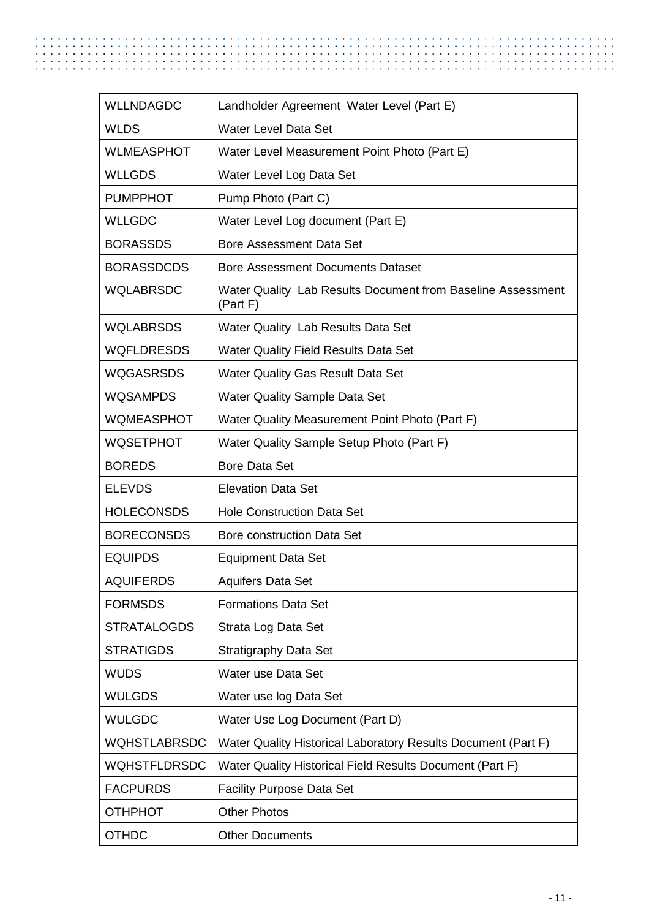| | |
|---|---|
| WLLNDAGDC | Landholder Agreement  Water Level (Part E) |
| WLDS | Water Level Data Set |
| WLMEASPHOT | Water Level Measurement Point Photo (Part E) |
| WLLGDS | Water Level Log Data Set |
| PUMPPHOT | Pump Photo (Part C) |
| WLLGDC | Water Level Log document (Part E) |
| BORASSDS | Bore Assessment Data Set |
| BORASSDCDS | Bore Assessment Documents Dataset |
| WQLABRSDC | Water Quality  Lab Results Document from Baseline Assessment (Part F) |
| WQLABRSDS | Water Quality  Lab Results Data Set |
| WQFLDRESDS | Water Quality Field Results Data Set |
| WQGASRSDS | Water Quality Gas Result Data Set |
| WQSAMPDS | Water Quality Sample Data Set |
| WQMEASPHOT | Water Quality Measurement Point Photo (Part F) |
| WQSETPHOT | Water Quality Sample Setup Photo (Part F) |
| BOREDS | Bore Data Set |
| ELEVDS | Elevation Data Set |
| HOLECONSDS | Hole Construction Data Set |
| BORECONSDS | Bore construction Data Set |
| EQUIPDS | Equipment Data Set |
| AQUIFERDS | Aquifers Data Set |
| FORMSDS | Formations Data Set |
| STRATALOGDS | Strata Log Data Set |
| STRATIGDS | Stratigraphy Data Set |
| WUDS | Water use Data Set |
| WULGDS | Water use log Data Set |
| WULGDC | Water Use Log Document (Part D) |
| WQHSTLABRSDC | Water Quality Historical Laboratory Results Document (Part F) |
| WQHSTFLDRSDC | Water Quality Historical Field Results Document (Part F) |
| FACPURDS | Facility Purpose Data Set |
| OTHPHOT | Other Photos |
| OTHDC | Other Documents |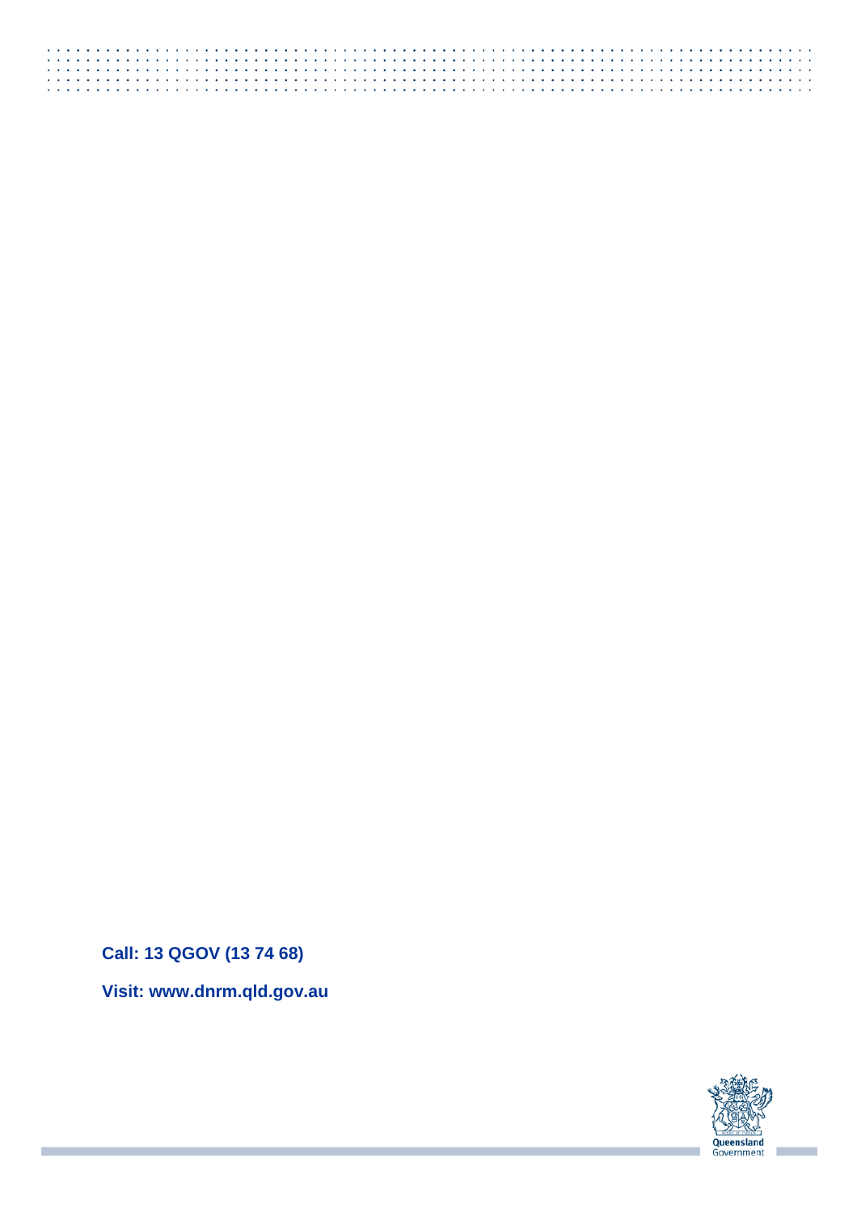**Call: 13 QGOV (13 74 68)**

**Visit: www.dnrm.qld.gov.au**

Queensland Government